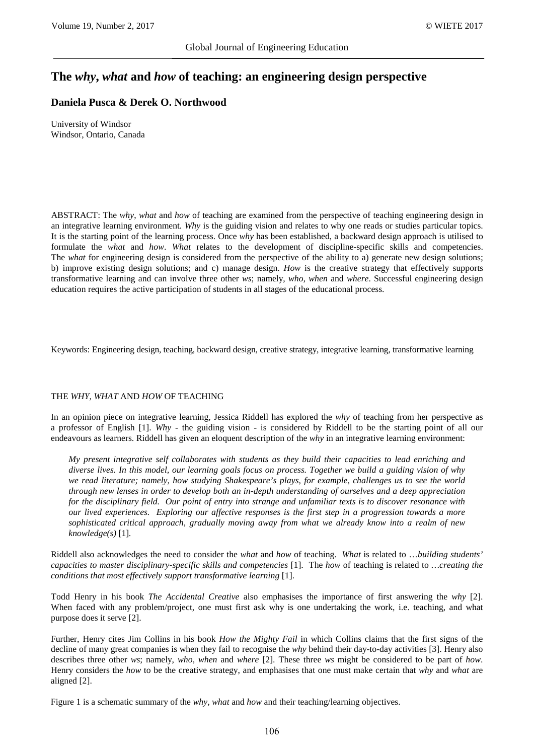# The *why*, *what* and *how* of teaching: an engineering design perspective

**Daniela Pusca & Derek O. Northwood**

University of Windsor
Windsor, Ontario, Canada

ABSTRACT: The *why*, *what* and *how* of teaching are examined from the perspective of teaching engineering design in an integrative learning environment. *Why* is the guiding vision and relates to why one reads or studies particular topics. It is the starting point of the learning process. Once *why* has been established, a backward design approach is utilised to formulate the *what* and *how*. *What* relates to the development of discipline-specific skills and competencies. The *what* for engineering design is considered from the perspective of the ability to a) generate new design solutions; b) improve existing design solutions; and c) manage design. *How* is the creative strategy that effectively supports transformative learning and can involve three other *ws*; namely, *who, when* and *where*. Successful engineering design education requires the active participation of students in all stages of the educational process.

Keywords: Engineering design, teaching, backward design, creative strategy, integrative learning, transformative learning

## THE *WHY*, *WHAT* AND *HOW* OF TEACHING

In an opinion piece on integrative learning, Jessica Riddell has explored the *why* of teaching from her perspective as a professor of English [1]. *Why* - the guiding vision - is considered by Riddell to be the starting point of all our endeavours as learners. Riddell has given an eloquent description of the *why* in an integrative learning environment:

> *My present integrative self collaborates with students as they build their capacities to lead enriching and diverse lives. In this model, our learning goals focus on process. Together we build a guiding vision of why we read literature; namely, how studying Shakespeare's plays, for example, challenges us to see the world through new lenses in order to develop both an in-depth understanding of ourselves and a deep appreciation for the disciplinary field. Our point of entry into strange and unfamiliar texts is to discover resonance with our lived experiences. Exploring our affective responses is the first step in a progression towards a more sophisticated critical approach, gradually moving away from what we already know into a realm of new knowledge(s)* [1].

Riddell also acknowledges the need to consider the *what* and *how* of teaching. *What* is related to …*building students' capacities to master disciplinary-specific skills and competencies* [1]. The *how* of teaching is related to …*creating the conditions that most effectively support transformative learning* [1].

Todd Henry in his book *The Accidental Creative* also emphasises the importance of first answering the *why* [2]. When faced with any problem/project, one must first ask why is one undertaking the work, i.e. teaching, and what purpose does it serve [2].

Further, Henry cites Jim Collins in his book *How the Mighty Fail* in which Collins claims that the first signs of the decline of many great companies is when they fail to recognise the *why* behind their day-to-day activities [3]. Henry also describes three other *ws*; namely, *who, when* and *where* [2]. These three *ws* might be considered to be part of *how*. Henry considers the *how* to be the creative strategy, and emphasises that one must make certain that *why* and *what* are aligned [2].

Figure 1 is a schematic summary of the *why, what* and *how* and their teaching/learning objectives.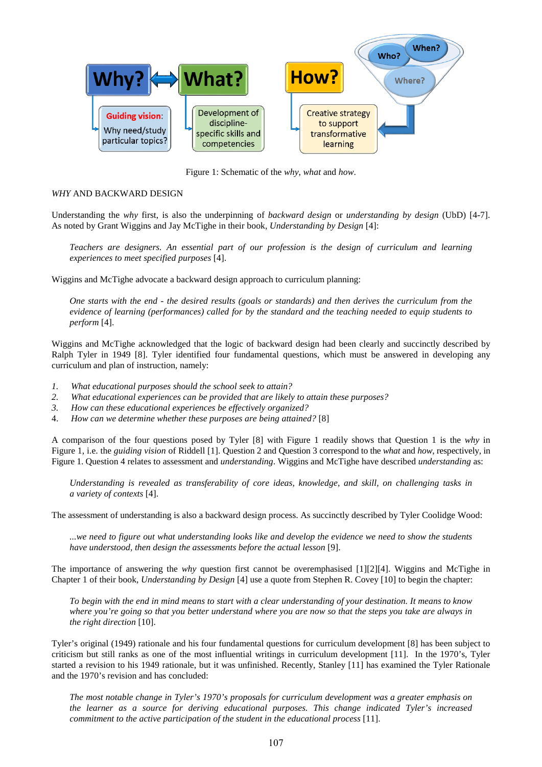Figure 1: Schematic of the *why*, *what* and *how*.

*WHY* AND BACKWARD DESIGN

Understanding the *why* first, is also the underpinning of *backward design* or *understanding by design* (UbD) [4-7]. As noted by Grant Wiggins and Jay McTighe in their book, *Understanding by Design* [4]:

> *Teachers are designers. An essential part of our profession is the design of curriculum and learning experiences to meet specified purposes* [4].

Wiggins and McTighe advocate a backward design approach to curriculum planning:

> *One starts with the end - the desired results (goals or standards) and then derives the curriculum from the evidence of learning (performances) called for by the standard and the teaching needed to equip students to perform* [4].

Wiggins and McTighe acknowledged that the logic of backward design had been clearly and succinctly described by Ralph Tyler in 1949 [8]. Tyler identified four fundamental questions, which must be answered in developing any curriculum and plan of instruction, namely:

1. *What educational purposes should the school seek to attain?*
2. *What educational experiences can be provided that are likely to attain these purposes?*
3. *How can these educational experiences be effectively organized?*
4. *How can we determine whether these purposes are being attained?* [8]

A comparison of the four questions posed by Tyler [8] with Figure 1 readily shows that Question 1 is the *why* in Figure 1, i.e. the *guiding vision* of Riddell [1]. Question 2 and Question 3 correspond to the *what* and *how*, respectively, in Figure 1. Question 4 relates to assessment and *understanding*. Wiggins and McTighe have described *understanding* as:

> *Understanding is revealed as transferability of core ideas, knowledge, and skill, on challenging tasks in a variety of contexts* [4].

The assessment of understanding is also a backward design process. As succinctly described by Tyler Coolidge Wood:

> *...we need to figure out what understanding looks like and develop the evidence we need to show the students have understood, then design the assessments before the actual lesson* [9].

The importance of answering the *why* question first cannot be overemphasised [1][2][4]. Wiggins and McTighe in Chapter 1 of their book, *Understanding by Design* [4] use a quote from Stephen R. Covey [10] to begin the chapter:

> *To begin with the end in mind means to start with a clear understanding of your destination. It means to know where you're going so that you better understand where you are now so that the steps you take are always in the right direction* [10].

Tyler's original (1949) rationale and his four fundamental questions for curriculum development [8] has been subject to criticism but still ranks as one of the most influential writings in curriculum development [11]. In the 1970's, Tyler started a revision to his 1949 rationale, but it was unfinished. Recently, Stanley [11] has examined the Tyler Rationale and the 1970's revision and has concluded:

> *The most notable change in Tyler's 1970's proposals for curriculum development was a greater emphasis on the learner as a source for deriving educational purposes. This change indicated Tyler's increased commitment to the active participation of the student in the educational process* [11].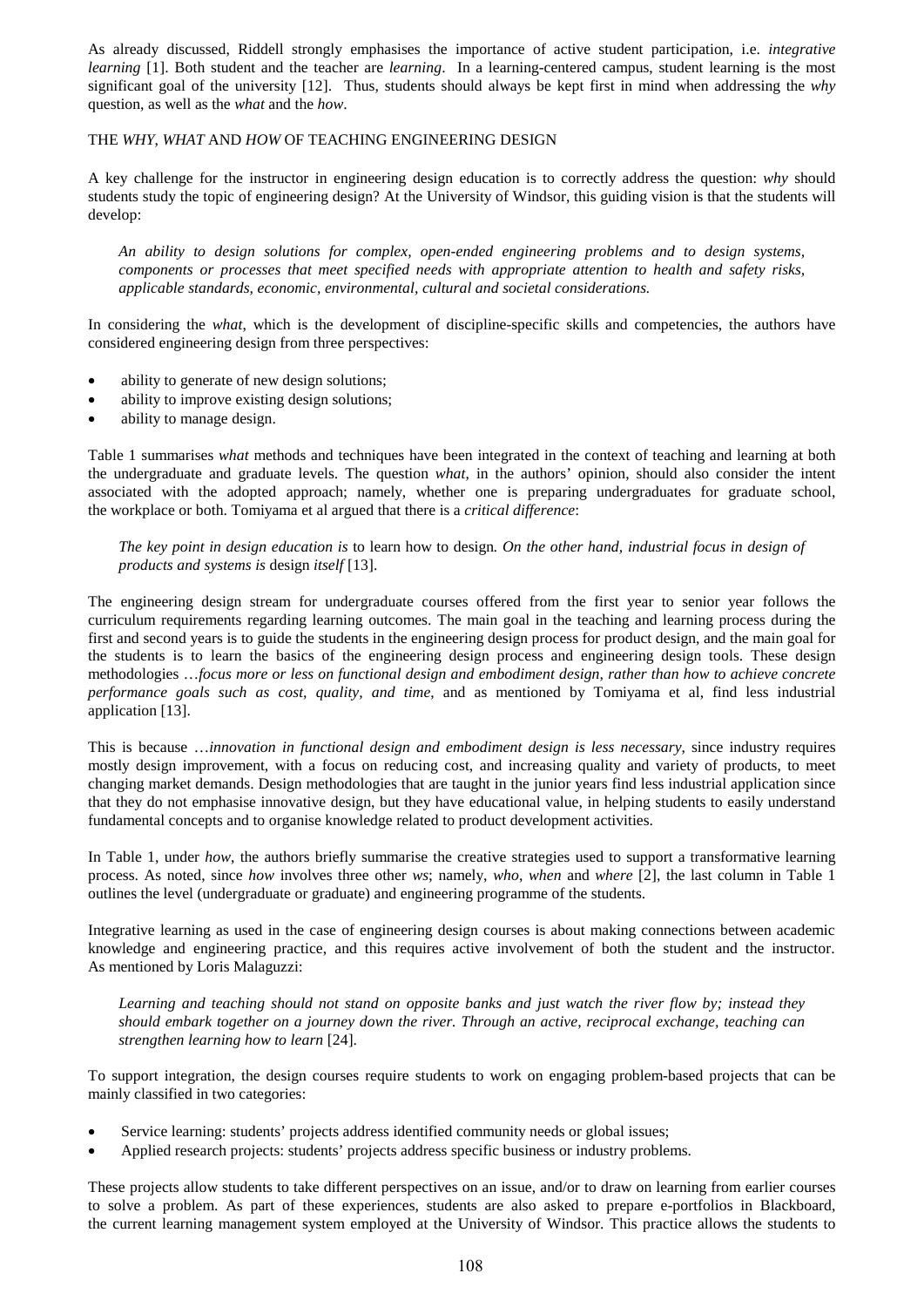As already discussed, Riddell strongly emphasises the importance of active student participation, i.e. *integrative learning* [1]. Both student and the teacher are *learning*. In a learning-centered campus, student learning is the most significant goal of the university [12]. Thus, students should always be kept first in mind when addressing the *why* question, as well as the *what* and the *how*.

THE *WHY*, *WHAT* AND *HOW* OF TEACHING ENGINEERING DESIGN

A key challenge for the instructor in engineering design education is to correctly address the question: *why* should students study the topic of engineering design? At the University of Windsor, this guiding vision is that the students will develop:

> *An ability to design solutions for complex, open-ended engineering problems and to design systems, components or processes that meet specified needs with appropriate attention to health and safety risks, applicable standards, economic, environmental, cultural and societal considerations.*

In considering the *what*, which is the development of discipline-specific skills and competencies, the authors have considered engineering design from three perspectives:

- ability to generate of new design solutions;
- ability to improve existing design solutions;
- ability to manage design.

Table 1 summarises *what* methods and techniques have been integrated in the context of teaching and learning at both the undergraduate and graduate levels. The question *what*, in the authors' opinion, should also consider the intent associated with the adopted approach; namely, whether one is preparing undergraduates for graduate school, the workplace or both. Tomiyama et al argued that there is a *critical difference*:

> *The key point in design education is* to learn how to design*. On the other hand, industrial focus in design of products and systems is* design *itself* [13].

The engineering design stream for undergraduate courses offered from the first year to senior year follows the curriculum requirements regarding learning outcomes. The main goal in the teaching and learning process during the first and second years is to guide the students in the engineering design process for product design, and the main goal for the students is to learn the basics of the engineering design process and engineering design tools. These design methodologies …*focus more or less on functional design and embodiment design, rather than how to achieve concrete performance goals such as cost, quality, and time*, and as mentioned by Tomiyama et al, find less industrial application [13].

This is because …*innovation in functional design and embodiment design is less necessary*, since industry requires mostly design improvement, with a focus on reducing cost, and increasing quality and variety of products, to meet changing market demands. Design methodologies that are taught in the junior years find less industrial application since that they do not emphasise innovative design, but they have educational value, in helping students to easily understand fundamental concepts and to organise knowledge related to product development activities.

In Table 1, under *how*, the authors briefly summarise the creative strategies used to support a transformative learning process. As noted, since *how* involves three other *ws*; namely, *who*, *when* and *where* [2], the last column in Table 1 outlines the level (undergraduate or graduate) and engineering programme of the students.

Integrative learning as used in the case of engineering design courses is about making connections between academic knowledge and engineering practice, and this requires active involvement of both the student and the instructor. As mentioned by Loris Malaguzzi:

> *Learning and teaching should not stand on opposite banks and just watch the river flow by; instead they should embark together on a journey down the river. Through an active, reciprocal exchange, teaching can strengthen learning how to learn* [24].

To support integration, the design courses require students to work on engaging problem-based projects that can be mainly classified in two categories:

- Service learning: students' projects address identified community needs or global issues;
- Applied research projects: students' projects address specific business or industry problems.

These projects allow students to take different perspectives on an issue, and/or to draw on learning from earlier courses to solve a problem. As part of these experiences, students are also asked to prepare e-portfolios in Blackboard, the current learning management system employed at the University of Windsor. This practice allows the students to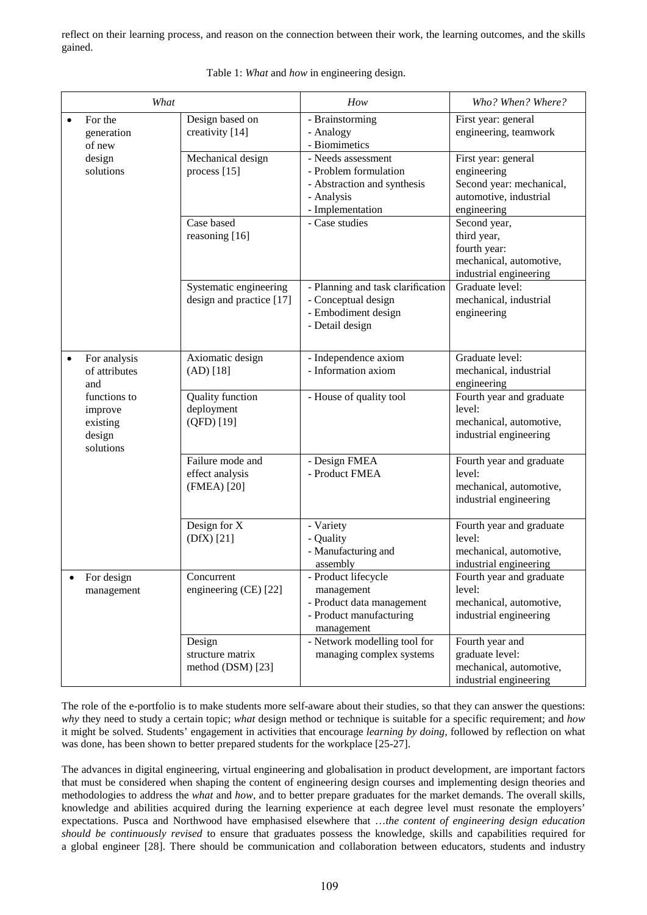reflect on their learning process, and reason on the connection between their work, the learning outcomes, and the skills gained.

Table 1: *What* and *how* in engineering design.

| *What* | | *How* | *Who? When? Where?* |
|---|---|---|---|
| • For the generation of new design solutions | Design based on creativity [14] | - Brainstorming<br>- Analogy<br>- Biomimetics | First year: general engineering, teamwork |
| | Mechanical design process [15] | - Needs assessment<br>- Problem formulation<br>- Abstraction and synthesis<br>- Analysis<br>- Implementation | First year: general engineering<br>Second year: mechanical, automotive, industrial engineering |
| | Case based reasoning [16] | - Case studies | Second year, third year, fourth year: mechanical, automotive, industrial engineering |
| | Systematic engineering design and practice [17] | - Planning and task clarification<br>- Conceptual design<br>- Embodiment design<br>- Detail design | Graduate level: mechanical, industrial engineering |
| • For analysis of attributes and functions to improve existing design solutions | Axiomatic design (AD) [18] | - Independence axiom<br>- Information axiom | Graduate level: mechanical, industrial engineering |
| | Quality function deployment (QFD) [19] | - House of quality tool | Fourth year and graduate level: mechanical, automotive, industrial engineering |
| | Failure mode and effect analysis (FMEA) [20] | - Design FMEA<br>- Product FMEA | Fourth year and graduate level: mechanical, automotive, industrial engineering |
| | Design for X (DfX) [21] | - Variety<br>- Quality<br>- Manufacturing and assembly | Fourth year and graduate level: mechanical, automotive, industrial engineering |
| • For design management | Concurrent engineering (CE) [22] | - Product lifecycle management<br>- Product data management<br>- Product manufacturing management | Fourth year and graduate level: mechanical, automotive, industrial engineering |
| | Design structure matrix method (DSM) [23] | - Network modelling tool for managing complex systems | Fourth year and graduate level: mechanical, automotive, industrial engineering |

The role of the e-portfolio is to make students more self-aware about their studies, so that they can answer the questions: *why* they need to study a certain topic; *what* design method or technique is suitable for a specific requirement; and *how* it might be solved. Students' engagement in activities that encourage *learning by doing*, followed by reflection on what was done, has been shown to better prepared students for the workplace [25-27].

The advances in digital engineering, virtual engineering and globalisation in product development, are important factors that must be considered when shaping the content of engineering design courses and implementing design theories and methodologies to address the *what* and *how*, and to better prepare graduates for the market demands. The overall skills, knowledge and abilities acquired during the learning experience at each degree level must resonate the employers' expectations. Pusca and Northwood have emphasised elsewhere that …*the content of engineering design education should be continuously revised* to ensure that graduates possess the knowledge, skills and capabilities required for a global engineer [28]. There should be communication and collaboration between educators, students and industry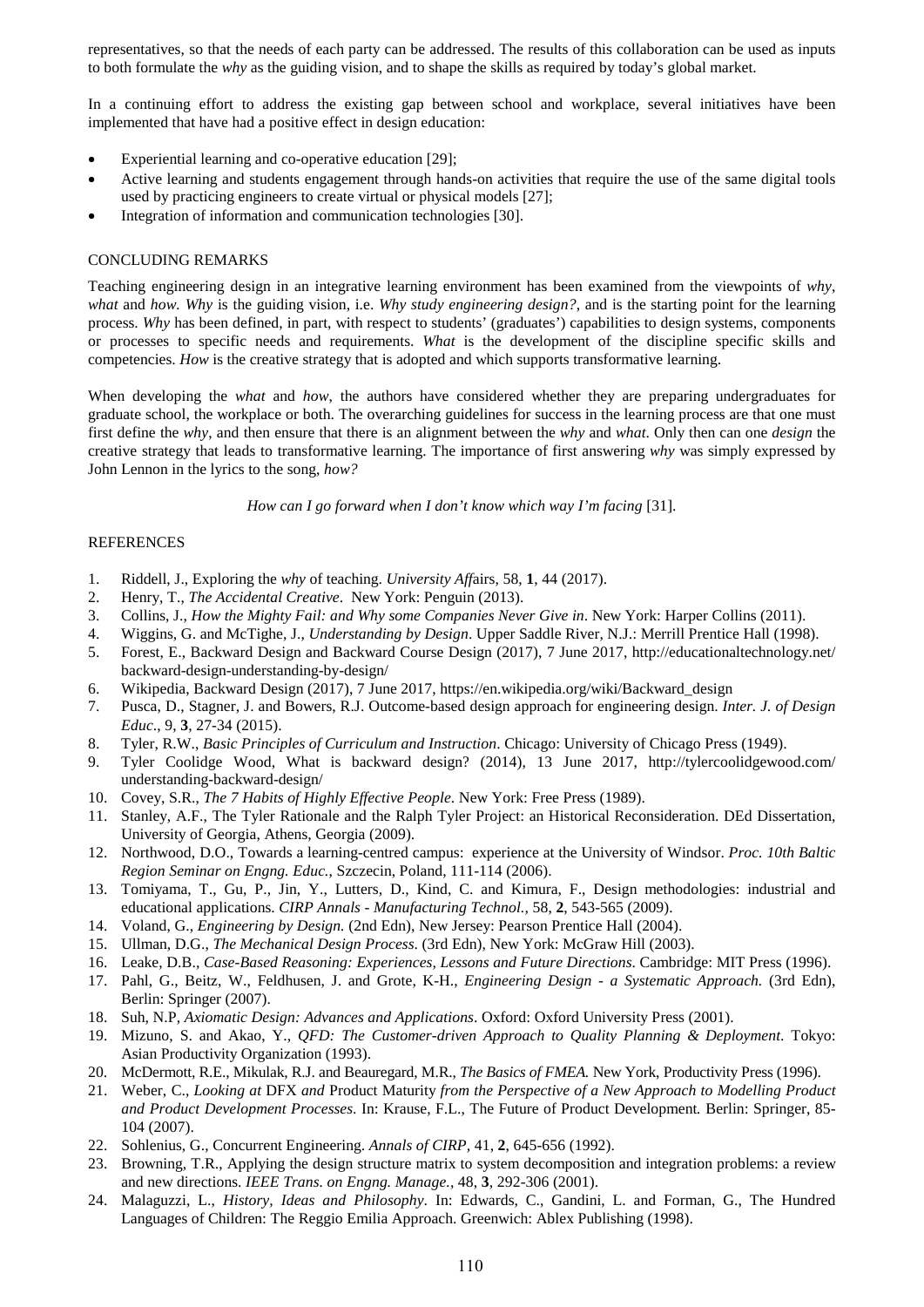representatives, so that the needs of each party can be addressed. The results of this collaboration can be used as inputs to both formulate the *why* as the guiding vision, and to shape the skills as required by today's global market.

In a continuing effort to address the existing gap between school and workplace, several initiatives have been implemented that have had a positive effect in design education:

- Experiential learning and co-operative education [29];
- Active learning and students engagement through hands-on activities that require the use of the same digital tools used by practicing engineers to create virtual or physical models [27];
- Integration of information and communication technologies [30].

## CONCLUDING REMARKS

Teaching engineering design in an integrative learning environment has been examined from the viewpoints of *why*, *what* and *how*. *Why* is the guiding vision, i.e. *Why study engineering design?*, and is the starting point for the learning process. *Why* has been defined, in part, with respect to students' (graduates') capabilities to design systems, components or processes to specific needs and requirements. *What* is the development of the discipline specific skills and competencies. *How* is the creative strategy that is adopted and which supports transformative learning.

When developing the *what* and *how*, the authors have considered whether they are preparing undergraduates for graduate school, the workplace or both. The overarching guidelines for success in the learning process are that one must first define the *why*, and then ensure that there is an alignment between the *why* and *what*. Only then can one *design* the creative strategy that leads to transformative learning. The importance of first answering *why* was simply expressed by John Lennon in the lyrics to the song, *how?*

*How can I go forward when I don't know which way I'm facing* [31].

## REFERENCES

1. Riddell, J., Exploring the *why* of teaching. *University Aff*airs, 58, **1**, 44 (2017).
2. Henry, T., *The Accidental Creative*. New York: Penguin (2013).
3. Collins, J., *How the Mighty Fail: and Why some Companies Never Give in*. New York: Harper Collins (2011).
4. Wiggins, G. and McTighe, J., *Understanding by Design*. Upper Saddle River, N.J.: Merrill Prentice Hall (1998).
5. Forest, E., Backward Design and Backward Course Design (2017), 7 June 2017, http://educationaltechnology.net/backward-design-understanding-by-design/
6. Wikipedia, Backward Design (2017), 7 June 2017, https://en.wikipedia.org/wiki/Backward_design
7. Pusca, D., Stagner, J. and Bowers, R.J. Outcome-based design approach for engineering design. *Inter. J. of Design Educ*., 9, **3**, 27-34 (2015).
8. Tyler, R.W., *Basic Principles of Curriculum and Instruction*. Chicago: University of Chicago Press (1949).
9. Tyler Coolidge Wood, What is backward design? (2014), 13 June 2017, http://tylercoolidgewood.com/understanding-backward-design/
10. Covey, S.R., *The 7 Habits of Highly Effective People*. New York: Free Press (1989).
11. Stanley, A.F., The Tyler Rationale and the Ralph Tyler Project: an Historical Reconsideration. DEd Dissertation, University of Georgia, Athens, Georgia (2009).
12. Northwood, D.O., Towards a learning-centred campus: experience at the University of Windsor. *Proc. 10th Baltic Region Seminar on Engng. Educ.*, Szczecin, Poland, 111-114 (2006).
13. Tomiyama, T., Gu, P., Jin, Y., Lutters, D., Kind, C. and Kimura, F., Design methodologies: industrial and educational applications. *CIRP Annals - Manufacturing Technol.*, 58, **2**, 543-565 (2009).
14. Voland, G., *Engineering by Design.* (2nd Edn), New Jersey: Pearson Prentice Hall (2004).
15. Ullman, D.G., *The Mechanical Design Process*. (3rd Edn), New York: McGraw Hill (2003).
16. Leake, D.B., *Case-Based Reasoning: Experiences, Lessons and Future Directions*. Cambridge: MIT Press (1996).
17. Pahl, G., Beitz, W., Feldhusen, J. and Grote, K-H., *Engineering Design - a Systematic Approach.* (3rd Edn), Berlin: Springer (2007).
18. Suh, N.P, *Axiomatic Design: Advances and Applications*. Oxford: Oxford University Press (2001).
19. Mizuno, S. and Akao, Y., *QFD: The Customer-driven Approach to Quality Planning & Deployment*. Tokyo: Asian Productivity Organization (1993).
20. McDermott, R.E., Mikulak, R.J. and Beauregard, M.R., *The Basics of FMEA.* New York, Productivity Press (1996).
21. Weber, C., *Looking at* DFX *and* Product Maturity *from the Perspective of a New Approach to Modelling Product and Product Development Processes*. In: Krause, F.L., The Future of Product Development*.* Berlin: Springer, 85-104 (2007).
22. Sohlenius, G., Concurrent Engineering. *Annals of CIRP*, 41, **2**, 645-656 (1992).
23. Browning, T.R., Applying the design structure matrix to system decomposition and integration problems: a review and new directions. *IEEE Trans. on Engng. Manage.*, 48, **3**, 292-306 (2001).
24. Malaguzzi, L., *History, Ideas and Philosophy*. In: Edwards, C., Gandini, L. and Forman, G., The Hundred Languages of Children: The Reggio Emilia Approach. Greenwich: Ablex Publishing (1998).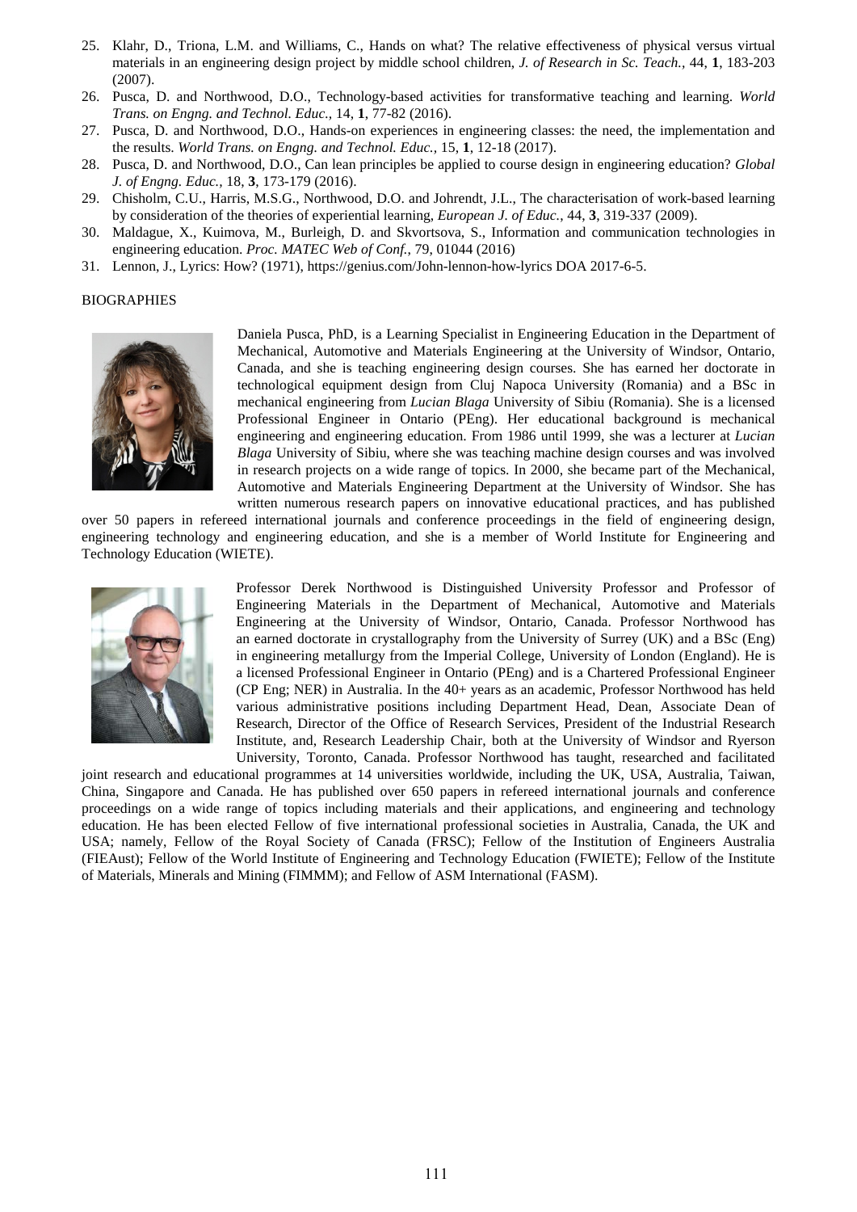25. Klahr, D., Triona, L.M. and Williams, C., Hands on what? The relative effectiveness of physical versus virtual materials in an engineering design project by middle school children, *J. of Research in Sc. Teach.*, 44, **1**, 183-203 (2007).
26. Pusca, D. and Northwood, D.O., Technology-based activities for transformative teaching and learning. *World Trans. on Engng. and Technol. Educ.*, 14, **1**, 77-82 (2016).
27. Pusca, D. and Northwood, D.O., Hands-on experiences in engineering classes: the need, the implementation and the results. *World Trans. on Engng. and Technol. Educ.*, 15, **1**, 12-18 (2017).
28. Pusca, D. and Northwood, D.O., Can lean principles be applied to course design in engineering education? *Global J. of Engng. Educ.*, 18, **3**, 173-179 (2016).
29. Chisholm, C.U., Harris, M.S.G., Northwood, D.O. and Johrendt, J.L., The characterisation of work-based learning by consideration of the theories of experiential learning, *European J. of Educ.*, 44, **3**, 319-337 (2009).
30. Maldague, X., Kuimova, M., Burleigh, D. and Skvortsova, S., Information and communication technologies in engineering education. *Proc. MATEC Web of Conf.*, 79, 01044 (2016)
31. Lennon, J., Lyrics: How? (1971), https://genius.com/John-lennon-how-lyrics DOA 2017-6-5.

BIOGRAPHIES

Daniela Pusca, PhD, is a Learning Specialist in Engineering Education in the Department of Mechanical, Automotive and Materials Engineering at the University of Windsor, Ontario, Canada, and she is teaching engineering design courses. She has earned her doctorate in technological equipment design from Cluj Napoca University (Romania) and a BSc in mechanical engineering from *Lucian Blaga* University of Sibiu (Romania). She is a licensed Professional Engineer in Ontario (PEng). Her educational background is mechanical engineering and engineering education. From 1986 until 1999, she was a lecturer at *Lucian Blaga* University of Sibiu, where she was teaching machine design courses and was involved in research projects on a wide range of topics. In 2000, she became part of the Mechanical, Automotive and Materials Engineering Department at the University of Windsor. She has written numerous research papers on innovative educational practices, and has published over 50 papers in refereed international journals and conference proceedings in the field of engineering design, engineering technology and engineering education, and she is a member of World Institute for Engineering and Technology Education (WIETE).

Professor Derek Northwood is Distinguished University Professor and Professor of Engineering Materials in the Department of Mechanical, Automotive and Materials Engineering at the University of Windsor, Ontario, Canada. Professor Northwood has an earned doctorate in crystallography from the University of Surrey (UK) and a BSc (Eng) in engineering metallurgy from the Imperial College, University of London (England). He is a licensed Professional Engineer in Ontario (PEng) and is a Chartered Professional Engineer (CP Eng; NER) in Australia. In the 40+ years as an academic, Professor Northwood has held various administrative positions including Department Head, Dean, Associate Dean of Research, Director of the Office of Research Services, President of the Industrial Research Institute, and, Research Leadership Chair, both at the University of Windsor and Ryerson University, Toronto, Canada. Professor Northwood has taught, researched and facilitated joint research and educational programmes at 14 universities worldwide, including the UK, USA, Australia, Taiwan, China, Singapore and Canada. He has published over 650 papers in refereed international journals and conference proceedings on a wide range of topics including materials and their applications, and engineering and technology education. He has been elected Fellow of five international professional societies in Australia, Canada, the UK and USA; namely, Fellow of the Royal Society of Canada (FRSC); Fellow of the Institution of Engineers Australia (FIEAust); Fellow of the World Institute of Engineering and Technology Education (FWIETE); Fellow of the Institute of Materials, Minerals and Mining (FIMMM); and Fellow of ASM International (FASM).